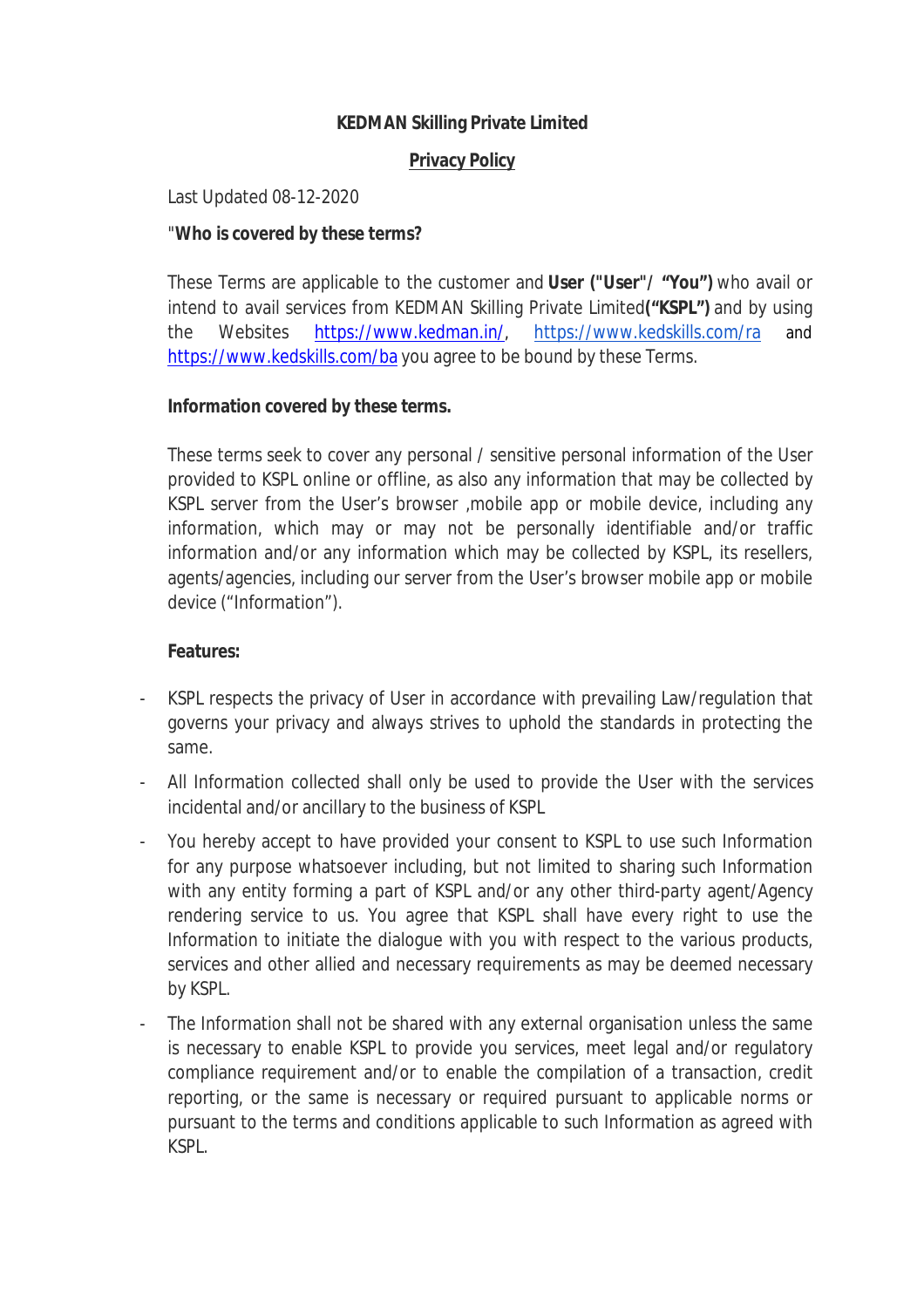**KEDMAN Skilling Private Limited**

**Privacy Policy**

Last Updated 08-12-2020

"**Who is covered by these terms?**

These Terms are applicable to the customer and **User ("User"/ "You")** who avail or intend to avail services from KEDMAN Skilling Private Limited**("KSPL")** and by using the Websites https://www.kedman.in/, https://www.kedskills.com/ra and https://www.kedskills.com/ba you agree to be bound by these Terms.

**Information covered by these terms.**

These terms seek to cover any personal / sensitive personal information of the User provided to KSPL online or offline, as also any information that may be collected by KSPL server from the User's browser ,mobile app or mobile device, including any information, which may or may not be personally identifiable and/or traffic information and/or any information which may be collected by KSPL, its resellers, agents/agencies, including our server from the User's browser mobile app or mobile device ("Information").

**Features:**

- KSPL respects the privacy of User in accordance with prevailing Law/regulation that governs your privacy and always strives to uphold the standards in protecting the same.
- All Information collected shall only be used to provide the User with the services incidental and/or ancillary to the business of KSPL
- You hereby accept to have provided your consent to KSPL to use such Information for any purpose whatsoever including, but not limited to sharing such Information with any entity forming a part of KSPL and/or any other third-party agent/Agency rendering service to us. You agree that KSPL shall have every right to use the Information to initiate the dialogue with you with respect to the various products, services and other allied and necessary requirements as may be deemed necessary by KSPL.
- The Information shall not be shared with any external organisation unless the same is necessary to enable KSPL to provide you services, meet legal and/or regulatory compliance requirement and/or to enable the compilation of a transaction, credit reporting, or the same is necessary or required pursuant to applicable norms or pursuant to the terms and conditions applicable to such Information as agreed with KSPL.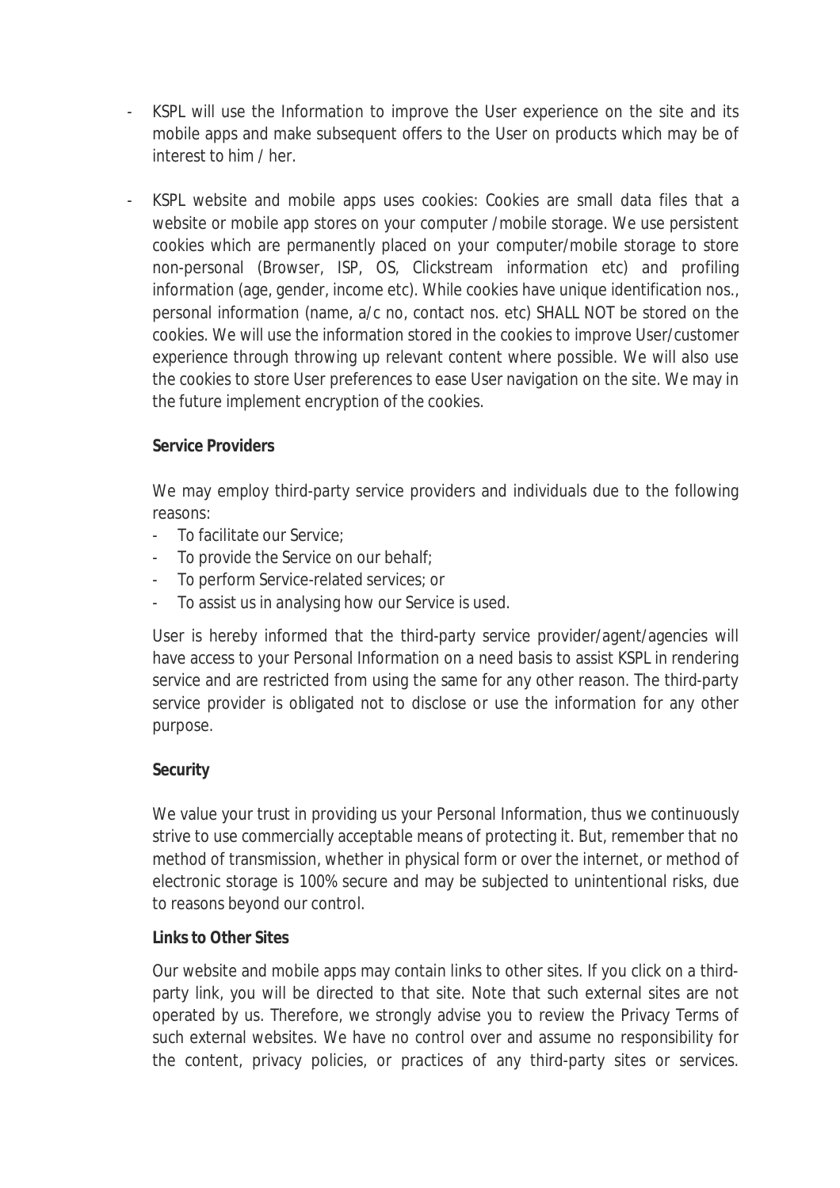- KSPL will use the Information to improve the User experience on the site and its mobile apps and make subsequent offers to the User on products which may be of interest to him / her.

- KSPL website and mobile apps uses cookies: Cookies are small data files that a website or mobile app stores on your computer /mobile storage. We use persistent cookies which are permanently placed on your computer/mobile storage to store non-personal (Browser, ISP, OS, Clickstream information etc) and profiling information (age, gender, income etc). While cookies have unique identification nos., personal information (name, a/c no, contact nos. etc) SHALL NOT be stored on the cookies. We will use the information stored in the cookies to improve User/customer experience through throwing up relevant content where possible. We will also use the cookies to store User preferences to ease User navigation on the site. We may in the future implement encryption of the cookies.

**Service Providers**

We may employ third-party service providers and individuals due to the following reasons:

- To facilitate our Service;
- To provide the Service on our behalf;
- To perform Service-related services; or
- To assist us in analysing how our Service is used.

User is hereby informed that the third-party service provider/agent/agencies will have access to your Personal Information on a need basis to assist KSPL in rendering service and are restricted from using the same for any other reason. The third-party service provider is obligated not to disclose or use the information for any other purpose.

**Security**

We value your trust in providing us your Personal Information, thus we continuously strive to use commercially acceptable means of protecting it. But, remember that no method of transmission, whether in physical form or over the internet, or method of electronic storage is 100% secure and may be subjected to unintentional risks, due to reasons beyond our control.

**Links to Other Sites**

Our website and mobile apps may contain links to other sites. If you click on a third-party link, you will be directed to that site. Note that such external sites are not operated by us. Therefore, we strongly advise you to review the Privacy Terms of such external websites. We have no control over and assume no responsibility for the content, privacy policies, or practices of any third-party sites or services.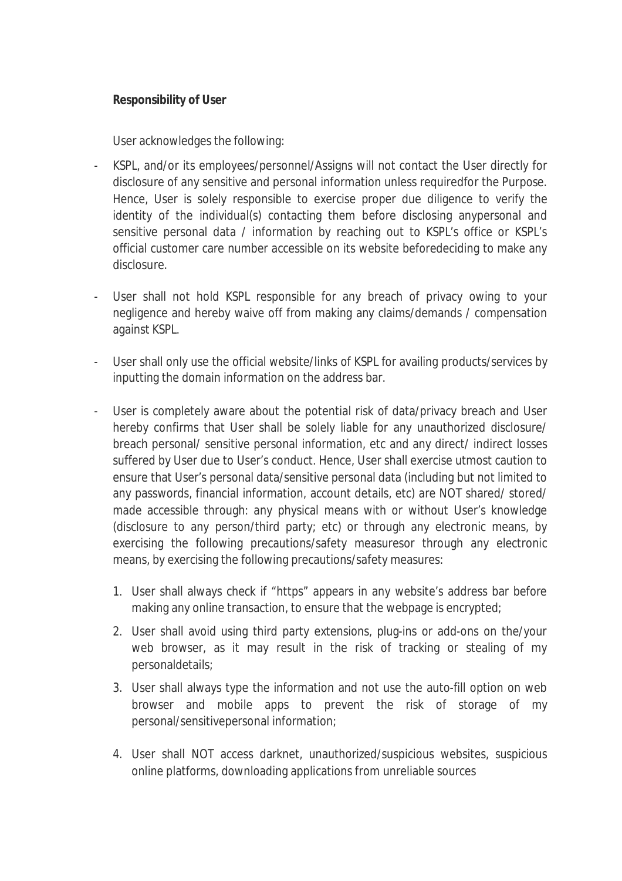**Responsibility of User**

User acknowledges the following:

- KSPL, and/or its employees/personnel/Assigns will not contact the User directly for disclosure of any sensitive and personal information unless requiredfor the Purpose. Hence, User is solely responsible to exercise proper due diligence to verify the identity of the individual(s) contacting them before disclosing anypersonal and sensitive personal data / information by reaching out to KSPL's office or KSPL's official customer care number accessible on its website beforedeciding to make any disclosure.

- User shall not hold KSPL responsible for any breach of privacy owing to your negligence and hereby waive off from making any claims/demands / compensation against KSPL.

- User shall only use the official website/links of KSPL for availing products/services by inputting the domain information on the address bar.

- User is completely aware about the potential risk of data/privacy breach and User hereby confirms that User shall be solely liable for any unauthorized disclosure/ breach personal/ sensitive personal information, etc and any direct/ indirect losses suffered by User due to User's conduct. Hence, User shall exercise utmost caution to ensure that User's personal data/sensitive personal data (including but not limited to any passwords, financial information, account details, etc) are NOT shared/ stored/ made accessible through: any physical means with or without User's knowledge (disclosure to any person/third party; etc) or through any electronic means, by exercising the following precautions/safety measuresor through any electronic means, by exercising the following precautions/safety measures:

  1. User shall always check if "https" appears in any website's address bar before making any online transaction, to ensure that the webpage is encrypted;

  2. User shall avoid using third party extensions, plug-ins or add-ons on the/your web browser, as it may result in the risk of tracking or stealing of my personaldetails;

  3. User shall always type the information and not use the auto-fill option on web browser and mobile apps to prevent the risk of storage of my personal/sensitivepersonal information;

  4. User shall NOT access darknet, unauthorized/suspicious websites, suspicious online platforms, downloading applications from unreliable sources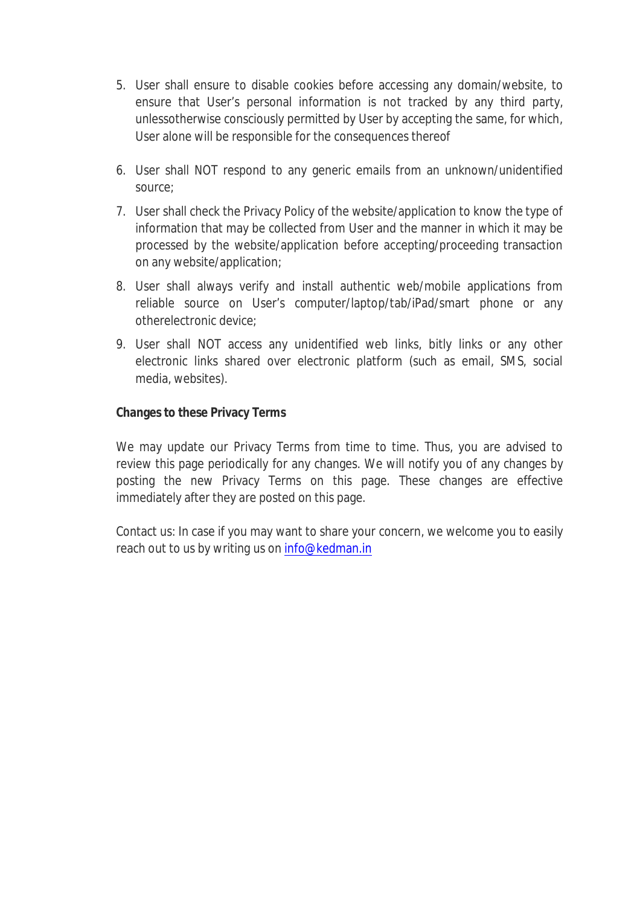5. User shall ensure to disable cookies before accessing any domain/website, to ensure that User's personal information is not tracked by any third party, unlessotherwise consciously permitted by User by accepting the same, for which, User alone will be responsible for the consequences thereof

6. User shall NOT respond to any generic emails from an unknown/unidentified source;

7. User shall check the Privacy Policy of the website/application to know the type of information that may be collected from User and the manner in which it may be processed by the website/application before accepting/proceeding transaction on any website/application;

8. User shall always verify and install authentic web/mobile applications from reliable source on User's computer/laptop/tab/iPad/smart phone or any otherelectronic device;

9. User shall NOT access any unidentified web links, bitly links or any other electronic links shared over electronic platform (such as email, SMS, social media, websites).

**Changes to these Privacy Terms**

We may update our Privacy Terms from time to time. Thus, you are advised to review this page periodically for any changes. We will notify you of any changes by posting the new Privacy Terms on this page. These changes are effective immediately after they are posted on this page.

Contact us: In case if you may want to share your concern, we welcome you to easily reach out to us by writing us on info@kedman.in